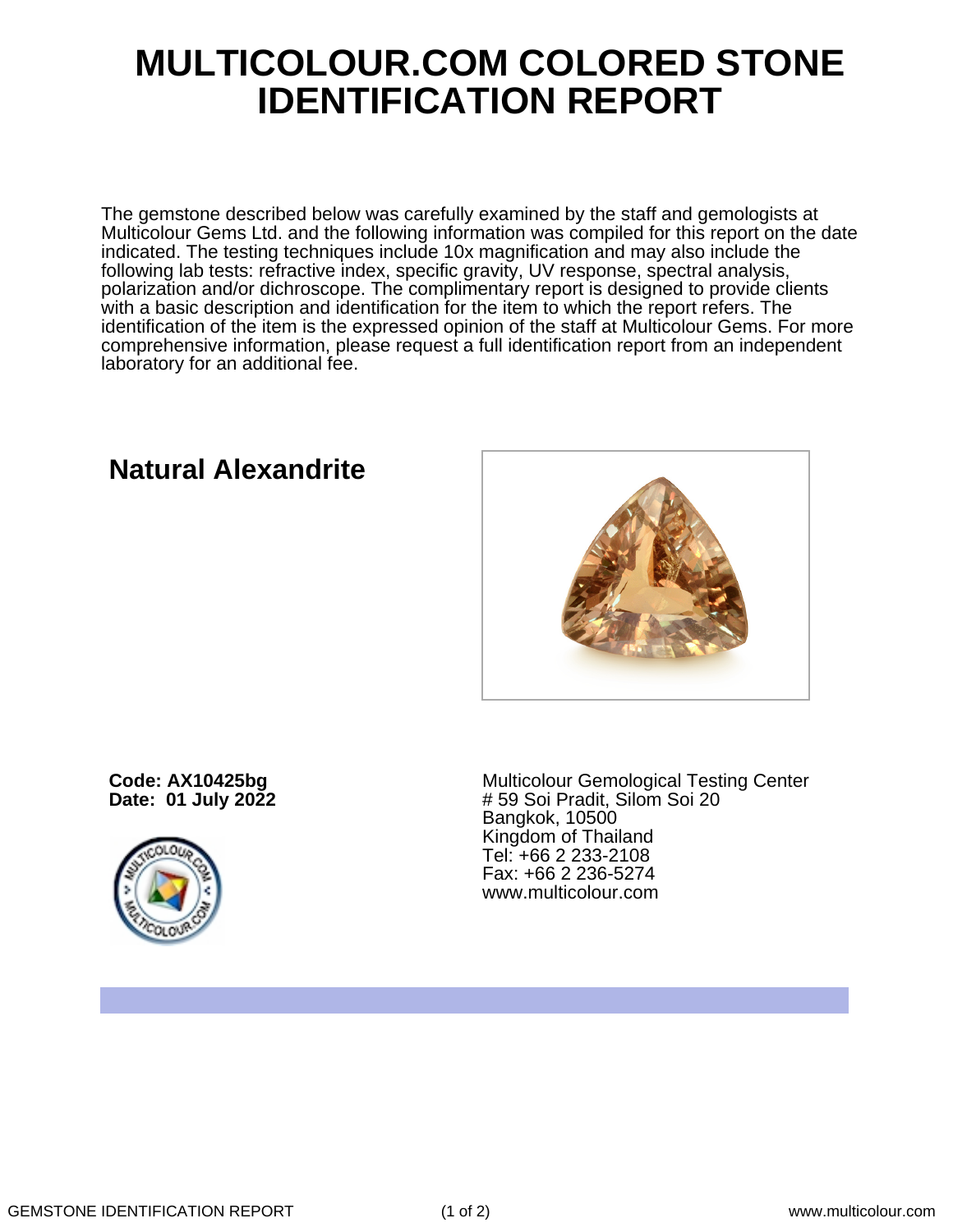# MULTICOLOUR.COM COLORED STONE IDENTIFICATION REPORT

The gemstone described below was carefully examined by the staff and gemologists at Multicolour Gems Ltd. and the following information was compiled for this report on the date indicated. The testing techniques include 10x magnification and may also include the following lab tests: refractive index, specific gravity, UV response, spectral analysis, polarization and/or dichroscope. The complimentary report is designed to provide clients with a basic description and identification for the item to which the report refers. The identification of the item is the expressed opinion of the staff at Multicolour Gems. For more comprehensive information, please request a full identification report from an independent laboratory for an additional fee.

## Natural Alexandrite

**Code: AX10425bg**
**Date: 01 July 2022**

Multicolour Gemological Testing Center
# 59 Soi Pradit, Silom Soi 20
Bangkok, 10500
Kingdom of Thailand
Tel: +66 2 233-2108
Fax: +66 2 236-5274
www.multicolour.com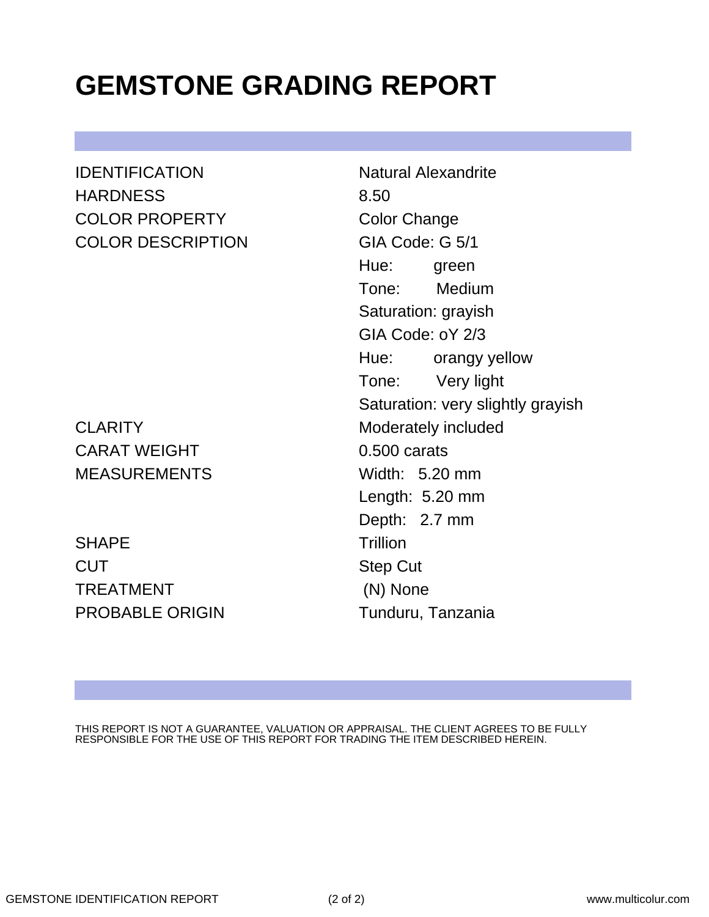# GEMSTONE GRADING REPORT

| | |
|---|---|
| IDENTIFICATION | Natural Alexandrite |
| HARDNESS | 8.50 |
| COLOR PROPERTY | Color Change |
| COLOR DESCRIPTION | GIA Code: G 5/1 |
| | Hue: green |
| | Tone: Medium |
| | Saturation: grayish |
| | GIA Code: oY 2/3 |
| | Hue: orangy yellow |
| | Tone: Very light |
| | Saturation: very slightly grayish |
| CLARITY | Moderately included |
| CARAT WEIGHT | 0.500 carats |
| MEASUREMENTS | Width: 5.20 mm |
| | Length: 5.20 mm |
| | Depth: 2.7 mm |
| SHAPE | Trillion |
| CUT | Step Cut |
| TREATMENT | (N) None |
| PROBABLE ORIGIN | Tunduru, Tanzania |

THIS REPORT IS NOT A GUARANTEE, VALUATION OR APPRAISAL. THE CLIENT AGREES TO BE FULLY RESPONSIBLE FOR THE USE OF THIS REPORT FOR TRADING THE ITEM DESCRIBED HEREIN.